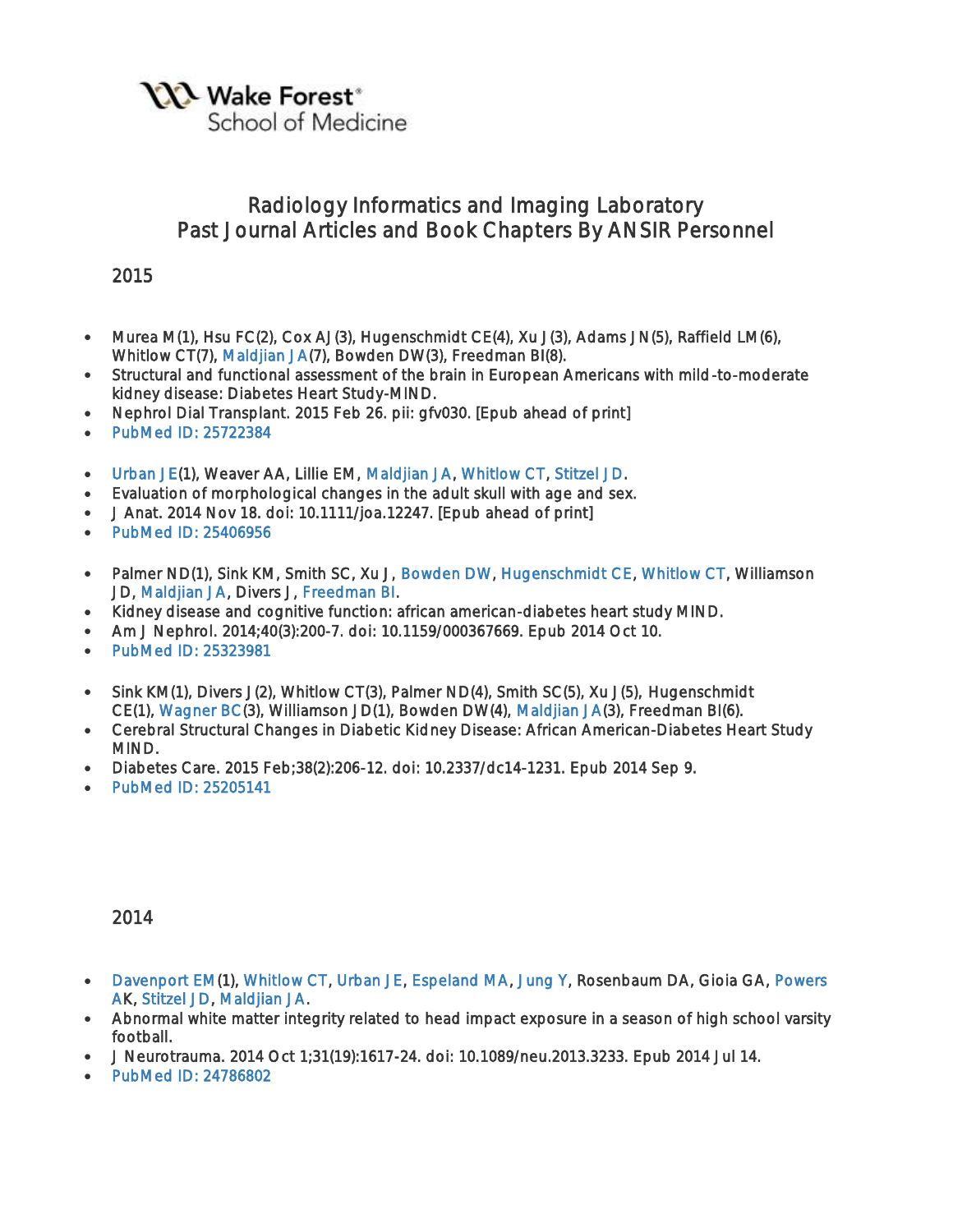Wake Forest® School of Medicine

# Radiology Informatics and Imaging Laboratory
# Past Journal Articles and Book Chapters By ANSIR Personnel

## 2015

- Murea M(1), Hsu FC(2), Cox AJ(3), Hugenschmidt CE(4), Xu J(3), Adams JN(5), Raffield LM(6), Whitlow CT(7), Maldjian JA(7), Bowden DW(3), Freedman BI(8).
- Structural and functional assessment of the brain in European Americans with mild-to-moderate kidney disease: Diabetes Heart Study-MIND.
- Nephrol Dial Transplant. 2015 Feb 26. pii: gfv030. [Epub ahead of print]
- PubMed ID: 25722384

- Urban JE(1), Weaver AA, Lillie EM, Maldjian JA, Whitlow CT, Stitzel JD.
- Evaluation of morphological changes in the adult skull with age and sex.
- J Anat. 2014 Nov 18. doi: 10.1111/joa.12247. [Epub ahead of print]
- PubMed ID: 25406956

- Palmer ND(1), Sink KM, Smith SC, Xu J, Bowden DW, Hugenschmidt CE, Whitlow CT, Williamson JD, Maldjian JA, Divers J, Freedman BI.
- Kidney disease and cognitive function: african american-diabetes heart study MIND.
- Am J Nephrol. 2014;40(3):200-7. doi: 10.1159/000367669. Epub 2014 Oct 10.
- PubMed ID: 25323981

- Sink KM(1), Divers J(2), Whitlow CT(3), Palmer ND(4), Smith SC(5), Xu J(5), Hugenschmidt CE(1), Wagner BC(3), Williamson JD(1), Bowden DW(4), Maldjian JA(3), Freedman BI(6).
- Cerebral Structural Changes in Diabetic Kidney Disease: African American-Diabetes Heart Study MIND.
- Diabetes Care. 2015 Feb;38(2):206-12. doi: 10.2337/dc14-1231. Epub 2014 Sep 9.
- PubMed ID: 25205141

## 2014

- Davenport EM(1), Whitlow CT, Urban JE, Espeland MA, Jung Y, Rosenbaum DA, Gioia GA, Powers AK, Stitzel JD, Maldjian JA.
- Abnormal white matter integrity related to head impact exposure in a season of high school varsity football.
- J Neurotrauma. 2014 Oct 1;31(19):1617-24. doi: 10.1089/neu.2013.3233. Epub 2014 Jul 14.
- PubMed ID: 24786802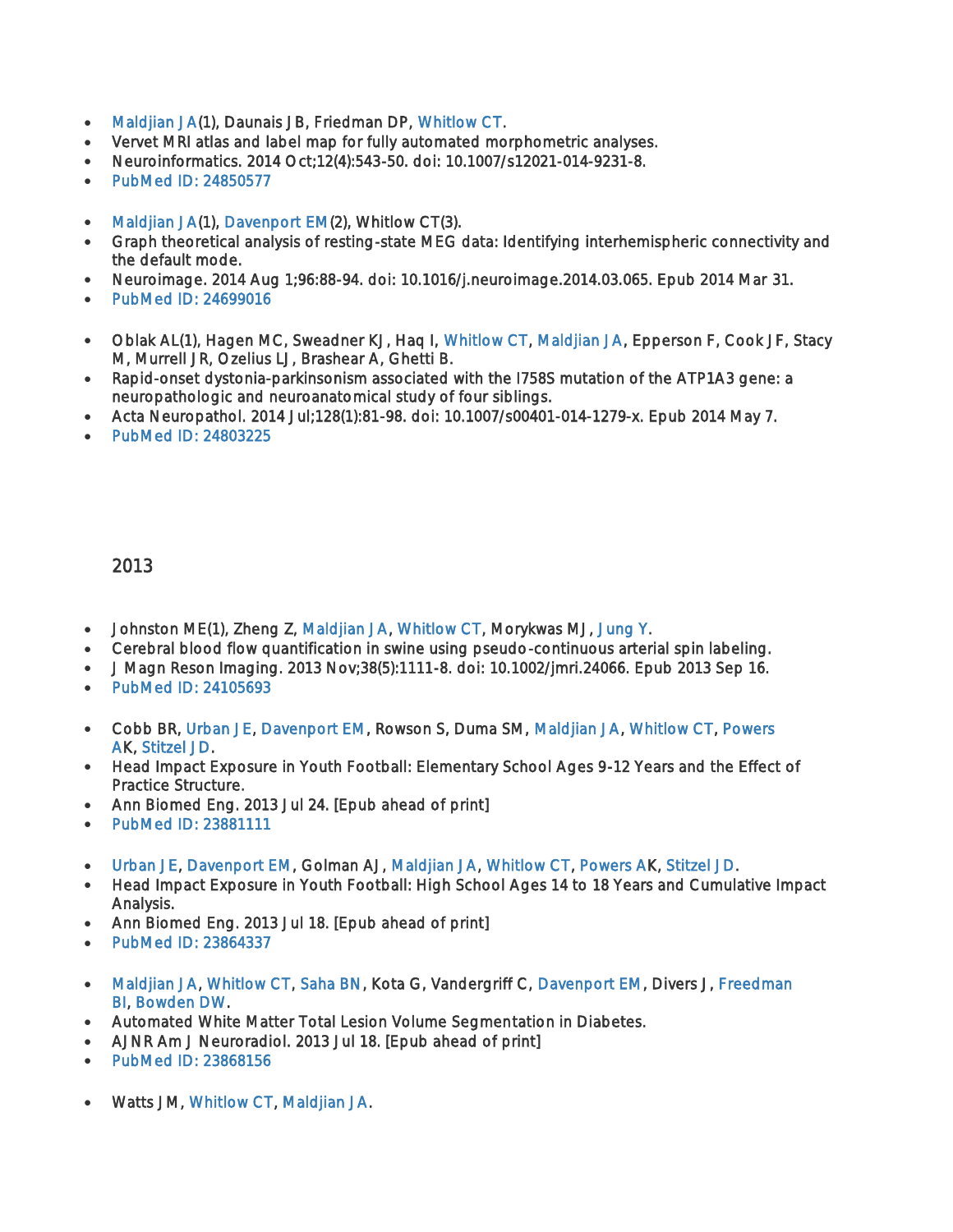- Maldjian JA(1), Daunais JB, Friedman DP, Whitlow CT.
- Vervet MRI atlas and label map for fully automated morphometric analyses.
- Neuroinformatics. 2014 Oct;12(4):543-50. doi: 10.1007/s12021-014-9231-8.
- PubMed ID: 24850577

- Maldjian JA(1), Davenport EM(2), Whitlow CT(3).
- Graph theoretical analysis of resting-state MEG data: Identifying interhemispheric connectivity and the default mode.
- Neuroimage. 2014 Aug 1;96:88-94. doi: 10.1016/j.neuroimage.2014.03.065. Epub 2014 Mar 31.
- PubMed ID: 24699016

- Oblak AL(1), Hagen MC, Sweadner KJ, Haq I, Whitlow CT, Maldjian JA, Epperson F, Cook JF, Stacy M, Murrell JR, Ozelius LJ, Brashear A, Ghetti B.
- Rapid-onset dystonia-parkinsonism associated with the I758S mutation of the ATP1A3 gene: a neuropathologic and neuroanatomical study of four siblings.
- Acta Neuropathol. 2014 Jul;128(1):81-98. doi: 10.1007/s00401-014-1279-x. Epub 2014 May 7.
- PubMed ID: 24803225

## 2013

- Johnston ME(1), Zheng Z, Maldjian JA, Whitlow CT, Morykwas MJ, Jung Y.
- Cerebral blood flow quantification in swine using pseudo-continuous arterial spin labeling.
- J Magn Reson Imaging. 2013 Nov;38(5):1111-8. doi: 10.1002/jmri.24066. Epub 2013 Sep 16.
- PubMed ID: 24105693

- Cobb BR, Urban JE, Davenport EM, Rowson S, Duma SM, Maldjian JA, Whitlow CT, Powers AK, Stitzel JD.
- Head Impact Exposure in Youth Football: Elementary School Ages 9-12 Years and the Effect of Practice Structure.
- Ann Biomed Eng. 2013 Jul 24. [Epub ahead of print]
- PubMed ID: 23881111

- Urban JE, Davenport EM, Golman AJ, Maldjian JA, Whitlow CT, Powers AK, Stitzel JD.
- Head Impact Exposure in Youth Football: High School Ages 14 to 18 Years and Cumulative Impact Analysis.
- Ann Biomed Eng. 2013 Jul 18. [Epub ahead of print]
- PubMed ID: 23864337

- Maldjian JA, Whitlow CT, Saha BN, Kota G, Vandergriff C, Davenport EM, Divers J, Freedman BI, Bowden DW.
- Automated White Matter Total Lesion Volume Segmentation in Diabetes.
- AJNR Am J Neuroradiol. 2013 Jul 18. [Epub ahead of print]
- PubMed ID: 23868156

- Watts JM, Whitlow CT, Maldjian JA.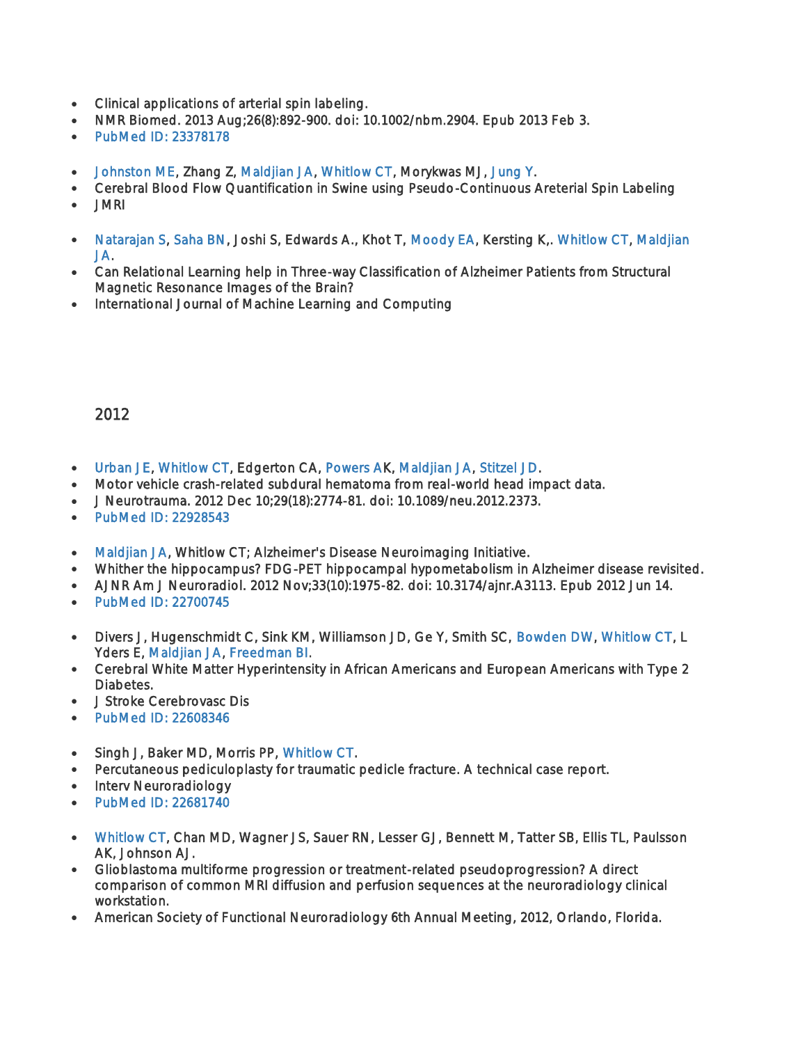- Clinical applications of arterial spin labeling.
- NMR Biomed. 2013 Aug;26(8):892-900. doi: 10.1002/nbm.2904. Epub 2013 Feb 3.
- PubMed ID: 23378178

- Johnston ME, Zhang Z, Maldjian JA, Whitlow CT, Morykwas MJ, Jung Y.
- Cerebral Blood Flow Quantification in Swine using Pseudo-Continuous Areterial Spin Labeling
- JMRI

- Natarajan S, Saha BN, Joshi S, Edwards A., Khot T, Moody EA, Kersting K,. Whitlow CT, Maldjian JA.
- Can Relational Learning help in Three-way Classification of Alzheimer Patients from Structural Magnetic Resonance Images of the Brain?
- International Journal of Machine Learning and Computing

## 2012

- Urban JE, Whitlow CT, Edgerton CA, Powers AK, Maldjian JA, Stitzel JD.
- Motor vehicle crash-related subdural hematoma from real-world head impact data.
- J Neurotrauma. 2012 Dec 10;29(18):2774-81. doi: 10.1089/neu.2012.2373.
- PubMed ID: 22928543

- Maldjian JA, Whitlow CT; Alzheimer's Disease Neuroimaging Initiative.
- Whither the hippocampus? FDG-PET hippocampal hypometabolism in Alzheimer disease revisited.
- AJNR Am J Neuroradiol. 2012 Nov;33(10):1975-82. doi: 10.3174/ajnr.A3113. Epub 2012 Jun 14.
- PubMed ID: 22700745

- Divers J, Hugenschmidt C, Sink KM, Williamson JD, Ge Y, Smith SC, Bowden DW, Whitlow CT, L Yders E, Maldjian JA, Freedman BI.
- Cerebral White Matter Hyperintensity in African Americans and European Americans with Type 2 Diabetes.
- J Stroke Cerebrovasc Dis
- PubMed ID: 22608346

- Singh J, Baker MD, Morris PP, Whitlow CT.
- Percutaneous pediculoplasty for traumatic pedicle fracture. A technical case report.
- Interv Neuroradiology
- PubMed ID: 22681740

- Whitlow CT, Chan MD, Wagner JS, Sauer RN, Lesser GJ, Bennett M, Tatter SB, Ellis TL, Paulsson AK, Johnson AJ.
- Glioblastoma multiforme progression or treatment-related pseudoprogression? A direct comparison of common MRI diffusion and perfusion sequences at the neuroradiology clinical workstation.
- American Society of Functional Neuroradiology 6th Annual Meeting, 2012, Orlando, Florida.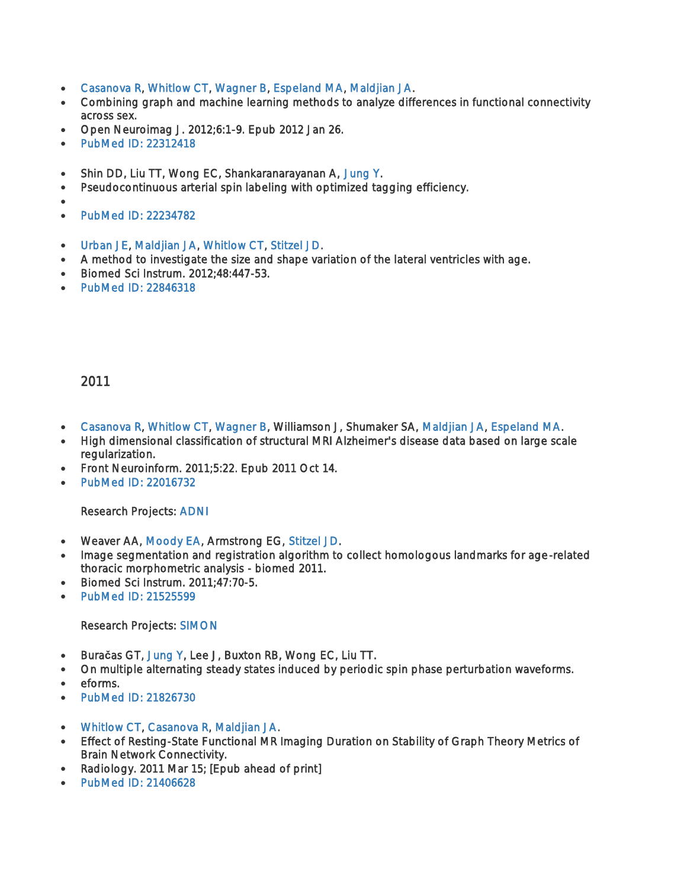- Casanova R, Whitlow CT, Wagner B, Espeland MA, Maldjian JA.
- Combining graph and machine learning methods to analyze differences in functional connectivity across sex.
- Open Neuroimag J. 2012;6:1-9. Epub 2012 Jan 26.
- PubMed ID: 22312418

- Shin DD, Liu TT, Wong EC, Shankaranarayanan A, Jung Y.
- Pseudocontinuous arterial spin labeling with optimized tagging efficiency.
- 
- PubMed ID: 22234782

- Urban JE, Maldjian JA, Whitlow CT, Stitzel JD.
- A method to investigate the size and shape variation of the lateral ventricles with age.
- Biomed Sci Instrum. 2012;48:447-53.
- PubMed ID: 22846318

## 2011

- Casanova R, Whitlow CT, Wagner B, Williamson J, Shumaker SA, Maldjian JA, Espeland MA.
- High dimensional classification of structural MRI Alzheimer's disease data based on large scale regularization.
- Front Neuroinform. 2011;5:22. Epub 2011 Oct 14.
- PubMed ID: 22016732

  Research Projects: ADNI

- Weaver AA, Moody EA, Armstrong EG, Stitzel JD.
- Image segmentation and registration algorithm to collect homologous landmarks for age-related thoracic morphometric analysis - biomed 2011.
- Biomed Sci Instrum. 2011;47:70-5.
- PubMed ID: 21525599

  Research Projects: SIMON

- Buračas GT, Jung Y, Lee J, Buxton RB, Wong EC, Liu TT.
- On multiple alternating steady states induced by periodic spin phase perturbation waveforms.
- eforms.
- PubMed ID: 21826730

- Whitlow CT, Casanova R, Maldjian JA.
- Effect of Resting-State Functional MR Imaging Duration on Stability of Graph Theory Metrics of Brain Network Connectivity.
- Radiology. 2011 Mar 15; [Epub ahead of print]
- PubMed ID: 21406628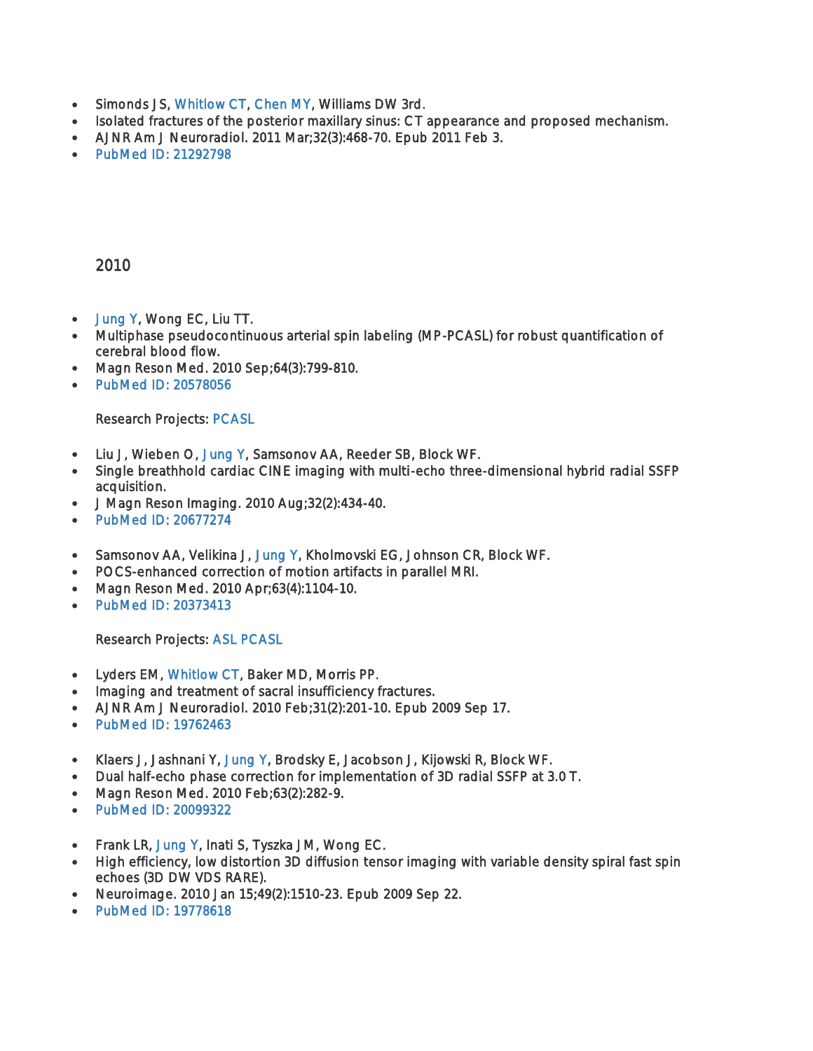- Simonds JS, Whitlow CT, Chen MY, Williams DW 3rd.
- Isolated fractures of the posterior maxillary sinus: CT appearance and proposed mechanism.
- AJNR Am J Neuroradiol. 2011 Mar;32(3):468-70. Epub 2011 Feb 3.
- PubMed ID: 21292798

## 2010

- Jung Y, Wong EC, Liu TT.
- Multiphase pseudocontinuous arterial spin labeling (MP-PCASL) for robust quantification of cerebral blood flow.
- Magn Reson Med. 2010 Sep;64(3):799-810.
- PubMed ID: 20578056

  Research Projects: PCASL

- Liu J, Wieben O, Jung Y, Samsonov AA, Reeder SB, Block WF.
- Single breathhold cardiac CINE imaging with multi-echo three-dimensional hybrid radial SSFP acquisition.
- J Magn Reson Imaging. 2010 Aug;32(2):434-40.
- PubMed ID: 20677274

- Samsonov AA, Velikina J, Jung Y, Kholmovski EG, Johnson CR, Block WF.
- POCS-enhanced correction of motion artifacts in parallel MRI.
- Magn Reson Med. 2010 Apr;63(4):1104-10.
- PubMed ID: 20373413

  Research Projects: ASL PCASL

- Lyders EM, Whitlow CT, Baker MD, Morris PP.
- Imaging and treatment of sacral insufficiency fractures.
- AJNR Am J Neuroradiol. 2010 Feb;31(2):201-10. Epub 2009 Sep 17.
- PubMed ID: 19762463

- Klaers J, Jashnani Y, Jung Y, Brodsky E, Jacobson J, Kijowski R, Block WF.
- Dual half-echo phase correction for implementation of 3D radial SSFP at 3.0 T.
- Magn Reson Med. 2010 Feb;63(2):282-9.
- PubMed ID: 20099322

- Frank LR, Jung Y, Inati S, Tyszka JM, Wong EC.
- High efficiency, low distortion 3D diffusion tensor imaging with variable density spiral fast spin echoes (3D DW VDS RARE).
- Neuroimage. 2010 Jan 15;49(2):1510-23. Epub 2009 Sep 22.
- PubMed ID: 19778618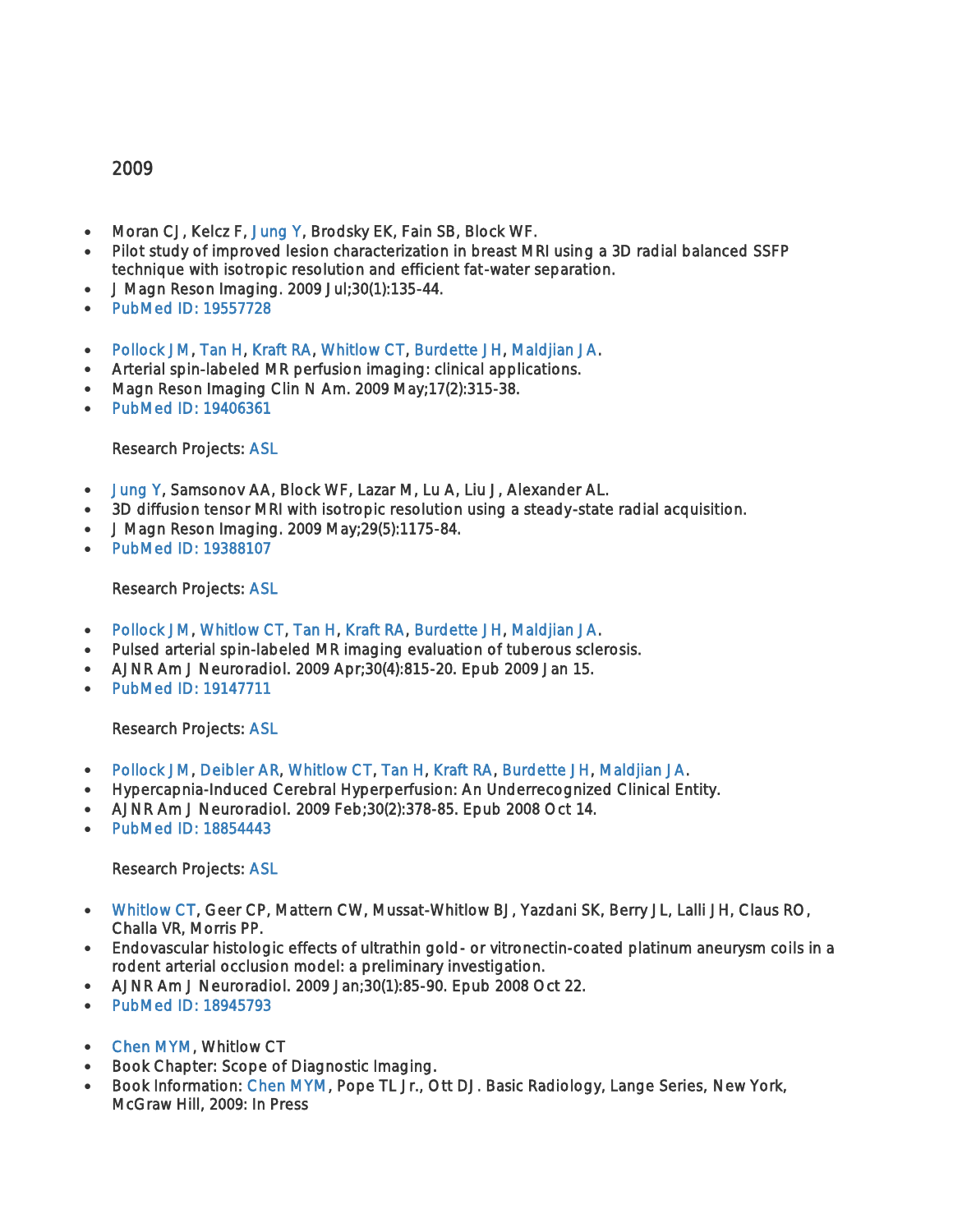## 2009

- Moran CJ, Kelcz F, Jung Y, Brodsky EK, Fain SB, Block WF.
- Pilot study of improved lesion characterization in breast MRI using a 3D radial balanced SSFP technique with isotropic resolution and efficient fat-water separation.
- J Magn Reson Imaging. 2009 Jul;30(1):135-44.
- PubMed ID: 19557728

- Pollock JM, Tan H, Kraft RA, Whitlow CT, Burdette JH, Maldjian JA.
- Arterial spin-labeled MR perfusion imaging: clinical applications.
- Magn Reson Imaging Clin N Am. 2009 May;17(2):315-38.
- PubMed ID: 19406361

Research Projects: ASL

- Jung Y, Samsonov AA, Block WF, Lazar M, Lu A, Liu J, Alexander AL.
- 3D diffusion tensor MRI with isotropic resolution using a steady-state radial acquisition.
- J Magn Reson Imaging. 2009 May;29(5):1175-84.
- PubMed ID: 19388107

Research Projects: ASL

- Pollock JM, Whitlow CT, Tan H, Kraft RA, Burdette JH, Maldjian JA.
- Pulsed arterial spin-labeled MR imaging evaluation of tuberous sclerosis.
- AJNR Am J Neuroradiol. 2009 Apr;30(4):815-20. Epub 2009 Jan 15.
- PubMed ID: 19147711

Research Projects: ASL

- Pollock JM, Deibler AR, Whitlow CT, Tan H, Kraft RA, Burdette JH, Maldjian JA.
- Hypercapnia-Induced Cerebral Hyperperfusion: An Underrecognized Clinical Entity.
- AJNR Am J Neuroradiol. 2009 Feb;30(2):378-85. Epub 2008 Oct 14.
- PubMed ID: 18854443

Research Projects: ASL

- Whitlow CT, Geer CP, Mattern CW, Mussat-Whitlow BJ, Yazdani SK, Berry JL, Lalli JH, Claus RO, Challa VR, Morris PP.
- Endovascular histologic effects of ultrathin gold- or vitronectin-coated platinum aneurysm coils in a rodent arterial occlusion model: a preliminary investigation.
- AJNR Am J Neuroradiol. 2009 Jan;30(1):85-90. Epub 2008 Oct 22.
- PubMed ID: 18945793

- Chen MYM, Whitlow CT
- Book Chapter: Scope of Diagnostic Imaging.
- Book Information: Chen MYM, Pope TL Jr., Ott DJ. Basic Radiology, Lange Series, New York, McGraw Hill, 2009: In Press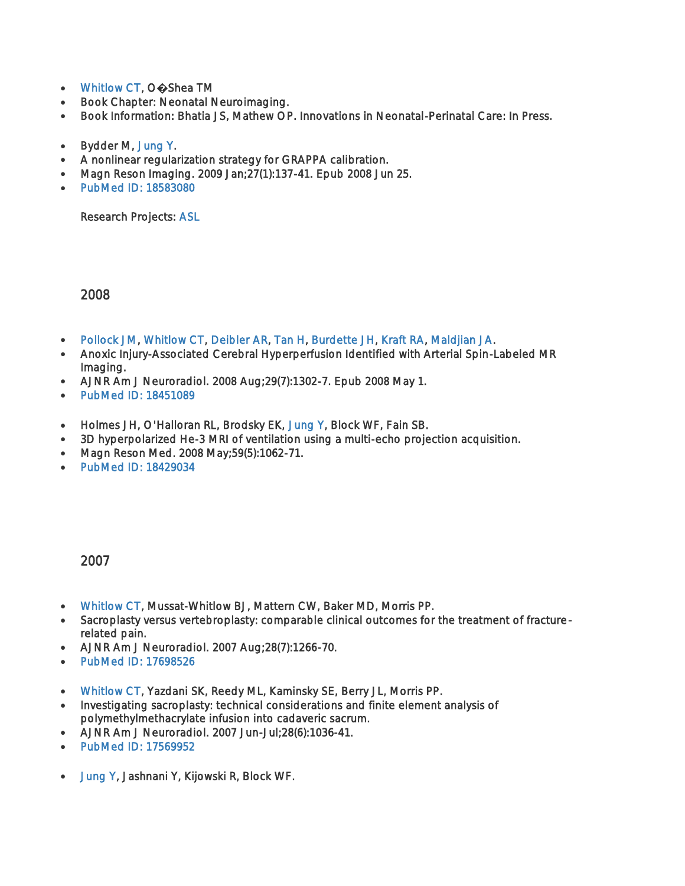- Whitlow CT, O�Shea TM
- Book Chapter: Neonatal Neuroimaging.
- Book Information: Bhatia JS, Mathew OP. Innovations in Neonatal-Perinatal Care: In Press.

- Bydder M, Jung Y.
- A nonlinear regularization strategy for GRAPPA calibration.
- Magn Reson Imaging. 2009 Jan;27(1):137-41. Epub 2008 Jun 25.
- PubMed ID: 18583080

Research Projects: ASL

## 2008

- Pollock JM, Whitlow CT, Deibler AR, Tan H, Burdette JH, Kraft RA, Maldjian JA.
- Anoxic Injury-Associated Cerebral Hyperperfusion Identified with Arterial Spin-Labeled MR Imaging.
- AJNR Am J Neuroradiol. 2008 Aug;29(7):1302-7. Epub 2008 May 1.
- PubMed ID: 18451089

- Holmes JH, O'Halloran RL, Brodsky EK, Jung Y, Block WF, Fain SB.
- 3D hyperpolarized He-3 MRI of ventilation using a multi-echo projection acquisition.
- Magn Reson Med. 2008 May;59(5):1062-71.
- PubMed ID: 18429034

## 2007

- Whitlow CT, Mussat-Whitlow BJ, Mattern CW, Baker MD, Morris PP.
- Sacroplasty versus vertebroplasty: comparable clinical outcomes for the treatment of fracture-related pain.
- AJNR Am J Neuroradiol. 2007 Aug;28(7):1266-70.
- PubMed ID: 17698526

- Whitlow CT, Yazdani SK, Reedy ML, Kaminsky SE, Berry JL, Morris PP.
- Investigating sacroplasty: technical considerations and finite element analysis of polymethylmethacrylate infusion into cadaveric sacrum.
- AJNR Am J Neuroradiol. 2007 Jun-Jul;28(6):1036-41.
- PubMed ID: 17569952

- Jung Y, Jashnani Y, Kijowski R, Block WF.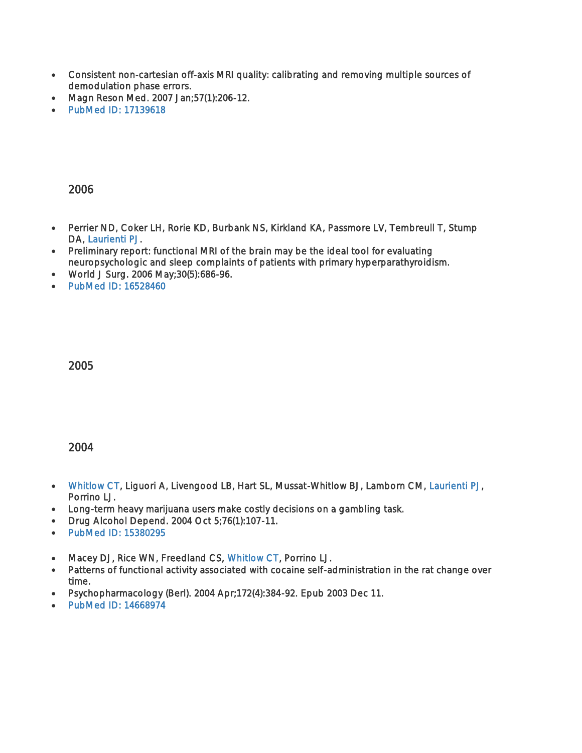- Consistent non-cartesian off-axis MRI quality: calibrating and removing multiple sources of demodulation phase errors.
- Magn Reson Med. 2007 Jan;57(1):206-12.
- PubMed ID: 17139618

## 2006

- Perrier ND, Coker LH, Rorie KD, Burbank NS, Kirkland KA, Passmore LV, Tembreull T, Stump DA, Laurienti PJ.
- Preliminary report: functional MRI of the brain may be the ideal tool for evaluating neuropsychologic and sleep complaints of patients with primary hyperparathyroidism.
- World J Surg. 2006 May;30(5):686-96.
- PubMed ID: 16528460

## 2005

## 2004

- Whitlow CT, Liguori A, Livengood LB, Hart SL, Mussat-Whitlow BJ, Lamborn CM, Laurienti PJ, Porrino LJ.
- Long-term heavy marijuana users make costly decisions on a gambling task.
- Drug Alcohol Depend. 2004 Oct 5;76(1):107-11.
- PubMed ID: 15380295

- Macey DJ, Rice WN, Freedland CS, Whitlow CT, Porrino LJ.
- Patterns of functional activity associated with cocaine self-administration in the rat change over time.
- Psychopharmacology (Berl). 2004 Apr;172(4):384-92. Epub 2003 Dec 11.
- PubMed ID: 14668974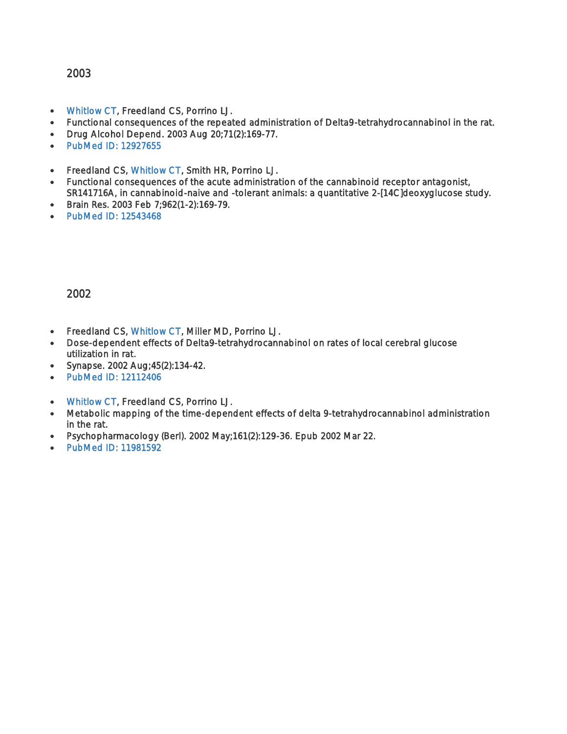## 2003

- Whitlow CT, Freedland CS, Porrino LJ.
- Functional consequences of the repeated administration of Delta9-tetrahydrocannabinol in the rat.
- Drug Alcohol Depend. 2003 Aug 20;71(2):169-77.
- PubMed ID: 12927655

- Freedland CS, Whitlow CT, Smith HR, Porrino LJ.
- Functional consequences of the acute administration of the cannabinoid receptor antagonist, SR141716A, in cannabinoid-naive and -tolerant animals: a quantitative 2-[14C]deoxyglucose study.
- Brain Res. 2003 Feb 7;962(1-2):169-79.
- PubMed ID: 12543468

## 2002

- Freedland CS, Whitlow CT, Miller MD, Porrino LJ.
- Dose-dependent effects of Delta9-tetrahydrocannabinol on rates of local cerebral glucose utilization in rat.
- Synapse. 2002 Aug;45(2):134-42.
- PubMed ID: 12112406

- Whitlow CT, Freedland CS, Porrino LJ.
- Metabolic mapping of the time-dependent effects of delta 9-tetrahydrocannabinol administration in the rat.
- Psychopharmacology (Berl). 2002 May;161(2):129-36. Epub 2002 Mar 22.
- PubMed ID: 11981592